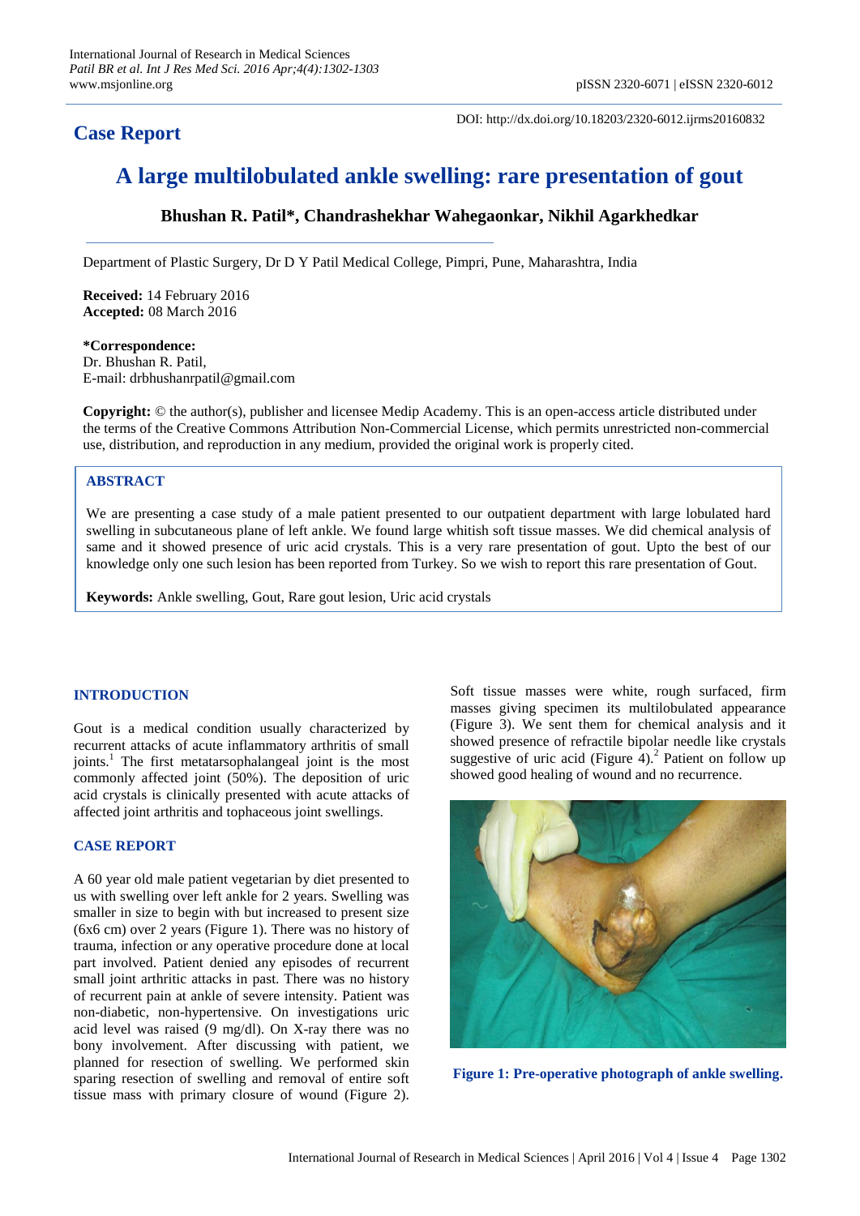**Case Report**

DOI: http://dx.doi.org/10.18203/2320-6012.ijrms20160832

# A large multilobulated ankle swelling: rare presentation of gout

**Bhushan R. Patil\*, Chandrashekhar Wahegaonkar, Nikhil Agarkhedkar**

Department of Plastic Surgery, Dr D Y Patil Medical College, Pimpri, Pune, Maharashtra, India

**Received:** 14 February 2016
**Accepted:** 08 March 2016

**\*Correspondence:**
Dr. Bhushan R. Patil,
E-mail: drbhushanrpatil@gmail.com

**Copyright:** © the author(s), publisher and licensee Medip Academy. This is an open-access article distributed under the terms of the Creative Commons Attribution Non-Commercial License, which permits unrestricted non-commercial use, distribution, and reproduction in any medium, provided the original work is properly cited.

## ABSTRACT

We are presenting a case study of a male patient presented to our outpatient department with large lobulated hard swelling in subcutaneous plane of left ankle. We found large whitish soft tissue masses. We did chemical analysis of same and it showed presence of uric acid crystals. This is a very rare presentation of gout. Upto the best of our knowledge only one such lesion has been reported from Turkey. So we wish to report this rare presentation of Gout.

**Keywords:** Ankle swelling, Gout, Rare gout lesion, Uric acid crystals

## INTRODUCTION

Gout is a medical condition usually characterized by recurrent attacks of acute inflammatory arthritis of small joints.[1] The first metatarsophalangeal joint is the most commonly affected joint (50%). The deposition of uric acid crystals is clinically presented with acute attacks of affected joint arthritis and tophaceous joint swellings.

## CASE REPORT

A 60 year old male patient vegetarian by diet presented to us with swelling over left ankle for 2 years. Swelling was smaller in size to begin with but increased to present size (6x6 cm) over 2 years (Figure 1). There was no history of trauma, infection or any operative procedure done at local part involved. Patient denied any episodes of recurrent small joint arthritic attacks in past. There was no history of recurrent pain at ankle of severe intensity. Patient was non-diabetic, non-hypertensive. On investigations uric acid level was raised (9 mg/dl). On X-ray there was no bony involvement. After discussing with patient, we planned for resection of swelling. We performed skin sparing resection of swelling and removal of entire soft tissue mass with primary closure of wound (Figure 2). Soft tissue masses were white, rough surfaced, firm masses giving specimen its multilobulated appearance (Figure 3). We sent them for chemical analysis and it showed presence of refractile bipolar needle like crystals suggestive of uric acid (Figure 4).[2] Patient on follow up showed good healing of wound and no recurrence.

**Figure 1: Pre-operative photograph of ankle swelling.**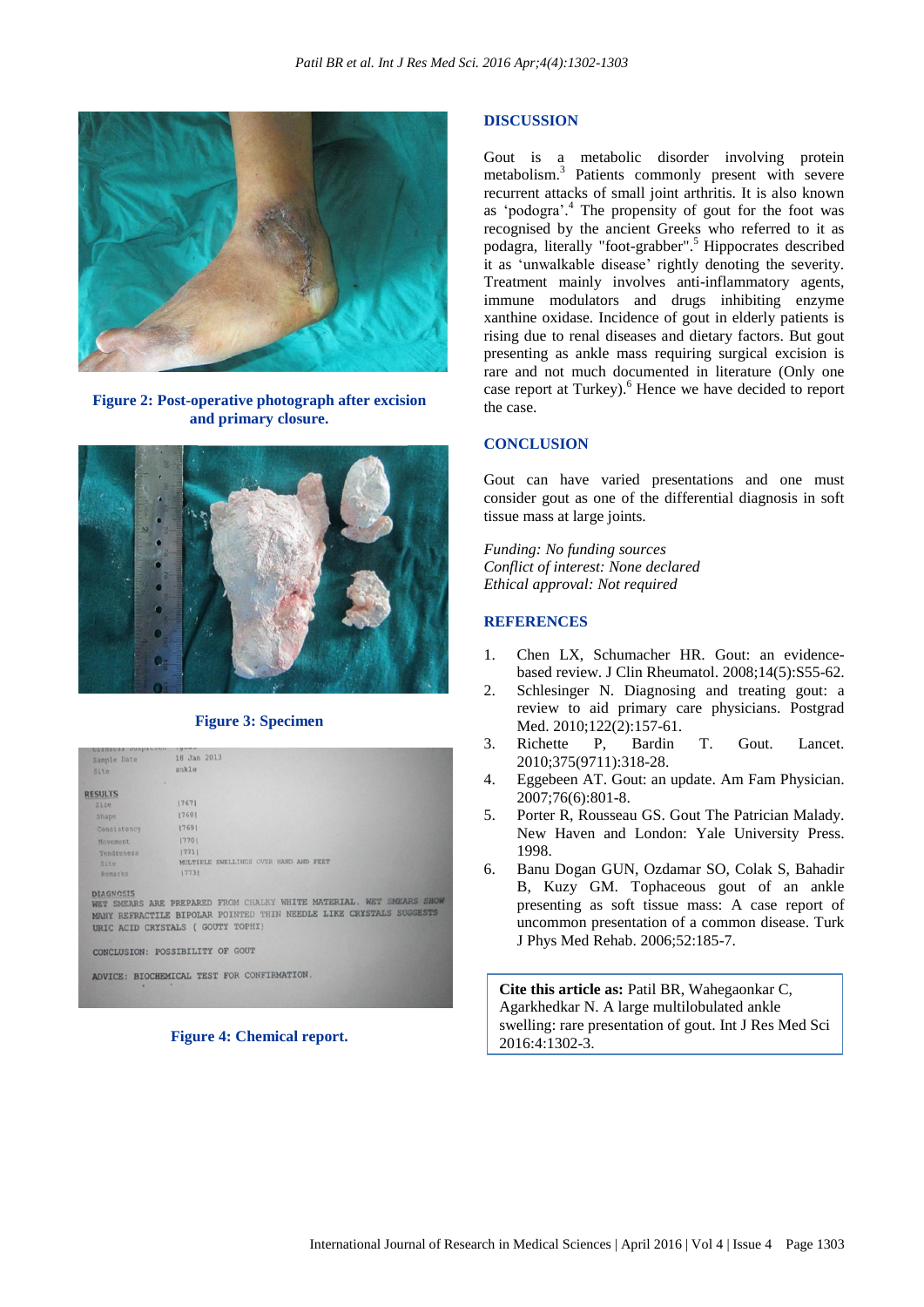Figure 2: Post-operative photograph after excision and primary closure.

Figure 3: Specimen

Figure 4: Chemical report.

## DISCUSSION

Gout is a metabolic disorder involving protein metabolism.[3] Patients commonly present with severe recurrent attacks of small joint arthritis. It is also known as 'podogra'.[4] The propensity of gout for the foot was recognised by the ancient Greeks who referred to it as podagra, literally "foot-grabber".[5] Hippocrates described it as 'unwalkable disease' rightly denoting the severity. Treatment mainly involves anti-inflammatory agents, immune modulators and drugs inhibiting enzyme xanthine oxidase. Incidence of gout in elderly patients is rising due to renal diseases and dietary factors. But gout presenting as ankle mass requiring surgical excision is rare and not much documented in literature (Only one case report at Turkey).[6] Hence we have decided to report the case.

## CONCLUSION

Gout can have varied presentations and one must consider gout as one of the differential diagnosis in soft tissue mass at large joints.

*Funding: No funding sources*
*Conflict of interest: None declared*
*Ethical approval: Not required*

## REFERENCES

1. Chen LX, Schumacher HR. Gout: an evidence-based review. J Clin Rheumatol. 2008;14(5):S55-62.
2. Schlesinger N. Diagnosing and treating gout: a review to aid primary care physicians. Postgrad Med. 2010;122(2):157-61.
3. Richette P, Bardin T. Gout. Lancet. 2010;375(9711):318-28.
4. Eggebeen AT. Gout: an update. Am Fam Physician. 2007;76(6):801-8.
5. Porter R, Rousseau GS. Gout The Patrician Malady. New Haven and London: Yale University Press. 1998.
6. Banu Dogan GUN, Ozdamar SO, Colak S, Bahadir B, Kuzy GM. Tophaceous gout of an ankle presenting as soft tissue mass: a case report of uncommon presentation of a common disease. Turk J Phys Med Rehab. 2006;52:185-7.

**Cite this article as:** Patil BR, Wahegaonkar C, Agarkhedkar N. A large multilobulated ankle swelling: rare presentation of gout. Int J Res Med Sci 2016:4:1302-3.